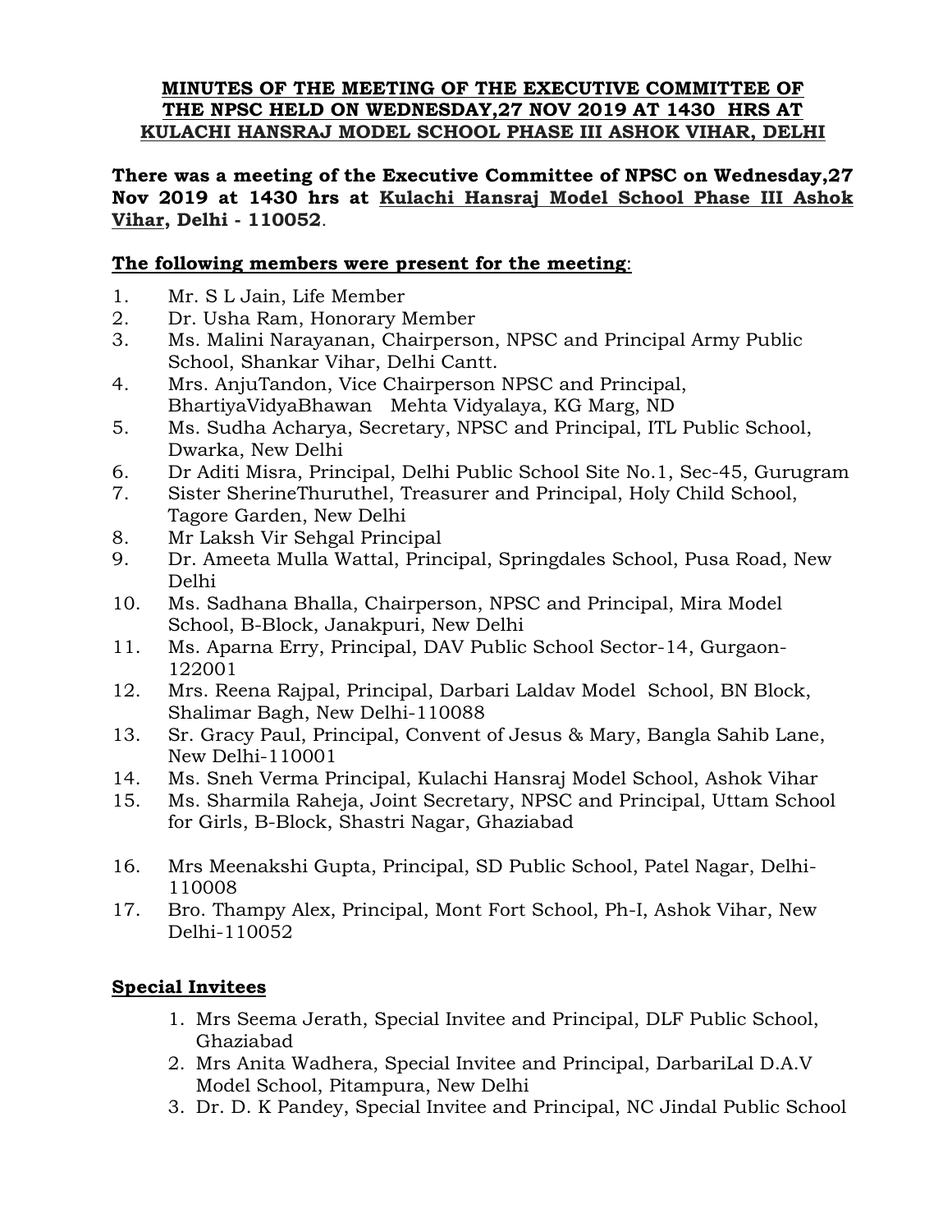**MINUTES OF THE MEETING OF THE EXECUTIVE COMMITTEE OF THE NPSC HELD ON WEDNESDAY,27 NOV 2019 AT 1430 HRS AT KULACHI HANSRAJ MODEL SCHOOL PHASE III ASHOK VIHAR, DELHI**

**There was a meeting of the Executive Committee of NPSC on Wednesday,27 Nov 2019 at 1430 hrs at Kulachi Hansraj Model School Phase III Ashok Vihar, Delhi - 110052**.

**The following members were present for the meeting**:

1. Mr. S L Jain, Life Member
2. Dr. Usha Ram, Honorary Member
3. Ms. Malini Narayanan, Chairperson, NPSC and Principal Army Public School, Shankar Vihar, Delhi Cantt.
4. Mrs. AnjuTandon, Vice Chairperson NPSC and Principal, BhartiyaVidyaBhawan Mehta Vidyalaya, KG Marg, ND
5. Ms. Sudha Acharya, Secretary, NPSC and Principal, ITL Public School, Dwarka, New Delhi
6. Dr Aditi Misra, Principal, Delhi Public School Site No.1, Sec-45, Gurugram
7. Sister SherineThuruthel, Treasurer and Principal, Holy Child School, Tagore Garden, New Delhi
8. Mr Laksh Vir Sehgal Principal
9. Dr. Ameeta Mulla Wattal, Principal, Springdales School, Pusa Road, New Delhi
10. Ms. Sadhana Bhalla, Chairperson, NPSC and Principal, Mira Model School, B-Block, Janakpuri, New Delhi
11. Ms. Aparna Erry, Principal, DAV Public School Sector-14, Gurgaon-122001
12. Mrs. Reena Rajpal, Principal, Darbari Laldav Model School, BN Block, Shalimar Bagh, New Delhi-110088
13. Sr. Gracy Paul, Principal, Convent of Jesus & Mary, Bangla Sahib Lane, New Delhi-110001
14. Ms. Sneh Verma Principal, Kulachi Hansraj Model School, Ashok Vihar
15. Ms. Sharmila Raheja, Joint Secretary, NPSC and Principal, Uttam School for Girls, B-Block, Shastri Nagar, Ghaziabad
16. Mrs Meenakshi Gupta, Principal, SD Public School, Patel Nagar, Delhi-110008
17. Bro. Thampy Alex, Principal, Mont Fort School, Ph-I, Ashok Vihar, New Delhi-110052

**Special Invitees**

1. Mrs Seema Jerath, Special Invitee and Principal, DLF Public School, Ghaziabad
2. Mrs Anita Wadhera, Special Invitee and Principal, DarbariLal D.A.V Model School, Pitampura, New Delhi
3. Dr. D. K Pandey, Special Invitee and Principal, NC Jindal Public School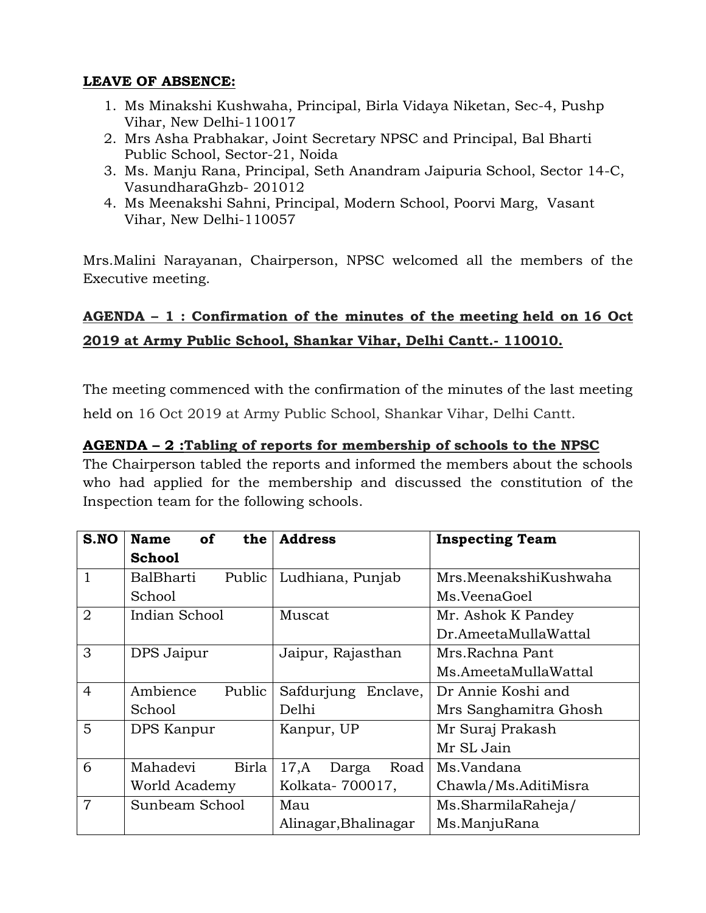**LEAVE OF ABSENCE:**

1. Ms Minakshi Kushwaha, Principal, Birla Vidaya Niketan, Sec-4, Pushp Vihar, New Delhi-110017
2. Mrs Asha Prabhakar, Joint Secretary NPSC and Principal, Bal Bharti Public School, Sector-21, Noida
3. Ms. Manju Rana, Principal, Seth Anandram Jaipuria School, Sector 14-C, VasundharaGhzb- 201012
4. Ms Meenakshi Sahni, Principal, Modern School, Poorvi Marg, Vasant Vihar, New Delhi-110057

Mrs.Malini Narayanan, Chairperson, NPSC welcomed all the members of the Executive meeting.

**AGENDA – 1 : Confirmation of the minutes of the meeting held on 16 Oct 2019 at Army Public School, Shankar Vihar, Delhi Cantt.- 110010.**

The meeting commenced with the confirmation of the minutes of the last meeting held on 16 Oct 2019 at Army Public School, Shankar Vihar, Delhi Cantt.

**AGENDA – 2 :Tabling of reports for membership of schools to the NPSC**

The Chairperson tabled the reports and informed the members about the schools who had applied for the membership and discussed the constitution of the Inspection team for the following schools.

| S.NO | Name of the School | Address | Inspecting Team |
|---|---|---|---|
| 1 | BalBharti Public School | Ludhiana, Punjab | Mrs.MeenakshiKushwaha Ms.VeenaGoel |
| 2 | Indian School | Muscat | Mr. Ashok K Pandey Dr.AmeetaMullaWattal |
| 3 | DPS Jaipur | Jaipur, Rajasthan | Mrs.Rachna Pant Ms.AmeetaMullaWattal |
| 4 | Ambience Public School | Safdurjung Enclave, Delhi | Dr Annie Koshi and Mrs Sanghamitra Ghosh |
| 5 | DPS Kanpur | Kanpur, UP | Mr Suraj Prakash Mr SL Jain |
| 6 | Mahadevi Birla World Academy | 17,A Darga Road Kolkata- 700017, | Ms.Vandana Chawla/Ms.AditiMisra |
| 7 | Sunbeam School | Mau Alinagar,Bhalinagar | Ms.SharmilaRaheja/ Ms.ManjuRana |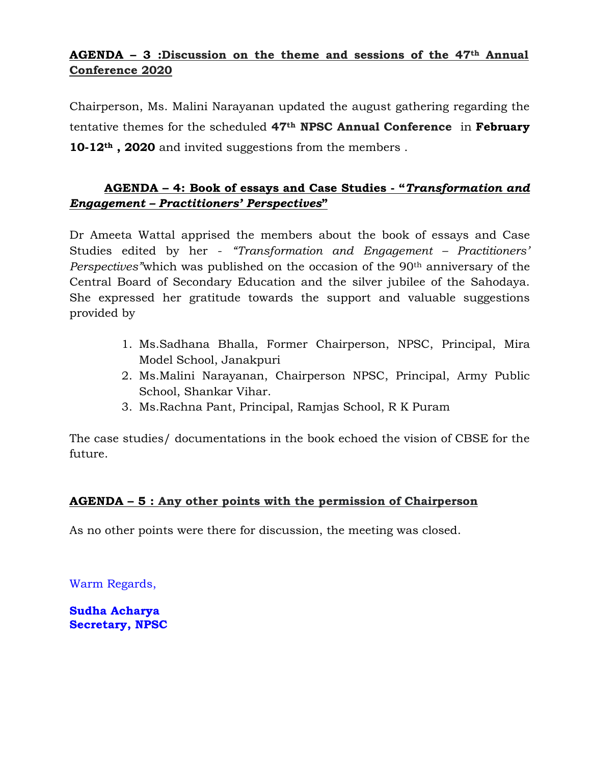**AGENDA – 3 :Discussion on the theme and sessions of the 47th Annual Conference 2020**

Chairperson, Ms. Malini Narayanan updated the august gathering regarding the tentative themes for the scheduled **47th NPSC Annual Conference** in **February 10-12th , 2020** and invited suggestions from the members .

**AGENDA – 4: Book of essays and Case Studies - "*Transformation and Engagement – Practitioners' Perspectives*"**

Dr Ameeta Wattal apprised the members about the book of essays and Case Studies edited by her - *"Transformation and Engagement – Practitioners' Perspectives"*which was published on the occasion of the 90th anniversary of the Central Board of Secondary Education and the silver jubilee of the Sahodaya. She expressed her gratitude towards the support and valuable suggestions provided by

1. Ms.Sadhana Bhalla, Former Chairperson, NPSC, Principal, Mira Model School, Janakpuri
2. Ms.Malini Narayanan, Chairperson NPSC, Principal, Army Public School, Shankar Vihar.
3. Ms.Rachna Pant, Principal, Ramjas School, R K Puram

The case studies/ documentations in the book echoed the vision of CBSE for the future.

**AGENDA – 5 : Any other points with the permission of Chairperson**

As no other points were there for discussion, the meeting was closed.

Warm Regards,

**Sudha Acharya**
**Secretary, NPSC**